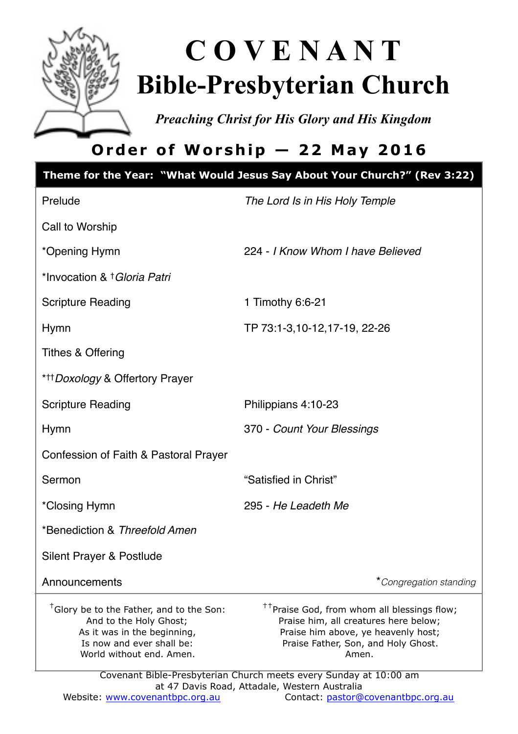# COVENANT
# Bible-Presbyterian Church

*Preaching Christ for His Glory and His Kingdom*

## Order of Worship — 22 May 2016

**Theme for the Year: "What Would Jesus Say About Your Church?" (Rev 3:22)**

| | |
|---|---|
| Prelude | *The Lord Is in His Holy Temple* |
| Call to Worship | |
| *Opening Hymn | 224 - *I Know Whom I have Believed* |
| *Invocation & †*Gloria Patri* | |
| Scripture Reading | 1 Timothy 6:6-21 |
| Hymn | TP 73:1-3,10-12,17-19, 22-26 |
| Tithes & Offering | |
| *††*Doxology* & Offertory Prayer | |
| Scripture Reading | Philippians 4:10-23 |
| Hymn | 370 - *Count Your Blessings* |
| Confession of Faith & Pastoral Prayer | |
| Sermon | "Satisfied in Christ" |
| *Closing Hymn | 295 - *He Leadeth Me* |
| *Benediction & *Threefold Amen* | |
| Silent Prayer & Postlude | |
| Announcements | **Congregation standing* |

†Glory be to the Father, and to the Son:
And to the Holy Ghost;
As it was in the beginning,
Is now and ever shall be:
World without end. Amen.

††Praise God, from whom all blessings flow;
Praise him, all creatures here below;
Praise him above, ye heavenly host;
Praise Father, Son, and Holy Ghost.
Amen.

Covenant Bible-Presbyterian Church meets every Sunday at 10:00 am
at 47 Davis Road, Attadale, Western Australia
Website: www.covenantbpc.org.au Contact: pastor@covenantbpc.org.au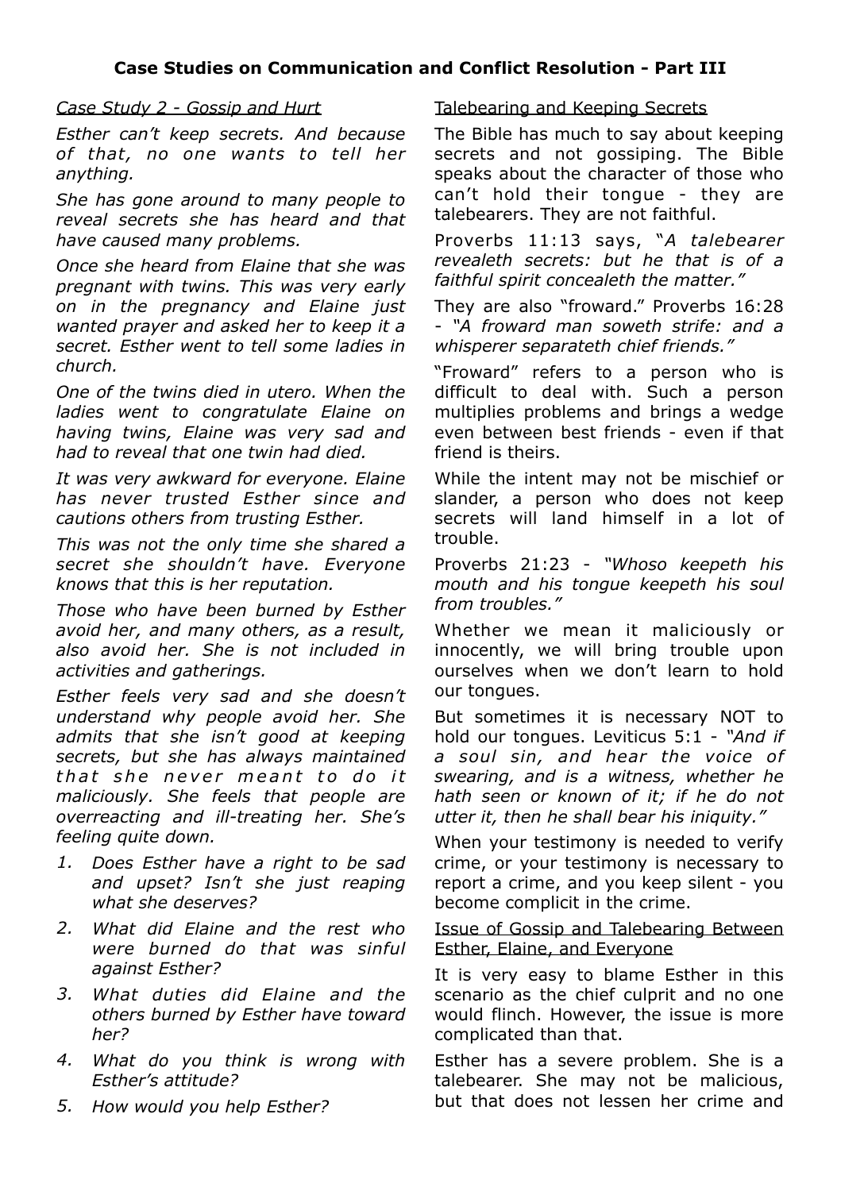**Case Studies on Communication and Conflict Resolution - Part III**

*Case Study 2 - Gossip and Hurt*

*Esther can't keep secrets. And because of that, no one wants to tell her anything.*

*She has gone around to many people to reveal secrets she has heard and that have caused many problems.*

*Once she heard from Elaine that she was pregnant with twins. This was very early on in the pregnancy and Elaine just wanted prayer and asked her to keep it a secret. Esther went to tell some ladies in church.*

*One of the twins died in utero. When the ladies went to congratulate Elaine on having twins, Elaine was very sad and had to reveal that one twin had died.*

*It was very awkward for everyone. Elaine has never trusted Esther since and cautions others from trusting Esther.*

*This was not the only time she shared a secret she shouldn't have. Everyone knows that this is her reputation.*

*Those who have been burned by Esther avoid her, and many others, as a result, also avoid her. She is not included in activities and gatherings.*

*Esther feels very sad and she doesn't understand why people avoid her. She admits that she isn't good at keeping secrets, but she has always maintained that she never meant to do it maliciously. She feels that people are overreacting and ill-treating her. She's feeling quite down.*

1. *Does Esther have a right to be sad and upset? Isn't she just reaping what she deserves?*
2. *What did Elaine and the rest who were burned do that was sinful against Esther?*
3. *What duties did Elaine and the others burned by Esther have toward her?*
4. *What do you think is wrong with Esther's attitude?*
5. *How would you help Esther?*

Talebearing and Keeping Secrets

The Bible has much to say about keeping secrets and not gossiping. The Bible speaks about the character of those who can't hold their tongue - they are talebearers. They are not faithful.

Proverbs 11:13 says, "*A talebearer revealeth secrets: but he that is of a faithful spirit concealeth the matter.*"

They are also "froward." Proverbs 16:28 - *"A froward man soweth strife: and a whisperer separateth chief friends."*

"Froward" refers to a person who is difficult to deal with. Such a person multiplies problems and brings a wedge even between best friends - even if that friend is theirs.

While the intent may not be mischief or slander, a person who does not keep secrets will land himself in a lot of trouble.

Proverbs 21:23 - *"Whoso keepeth his mouth and his tongue keepeth his soul from troubles."*

Whether we mean it maliciously or innocently, we will bring trouble upon ourselves when we don't learn to hold our tongues.

But sometimes it is necessary NOT to hold our tongues. Leviticus 5:1 - *"And if a soul sin, and hear the voice of swearing, and is a witness, whether he hath seen or known of it; if he do not utter it, then he shall bear his iniquity."*

When your testimony is needed to verify crime, or your testimony is necessary to report a crime, and you keep silent - you become complicit in the crime.

Issue of Gossip and Talebearing Between Esther, Elaine, and Everyone

It is very easy to blame Esther in this scenario as the chief culprit and no one would flinch. However, the issue is more complicated than that.

Esther has a severe problem. She is a talebearer. She may not be malicious, but that does not lessen her crime and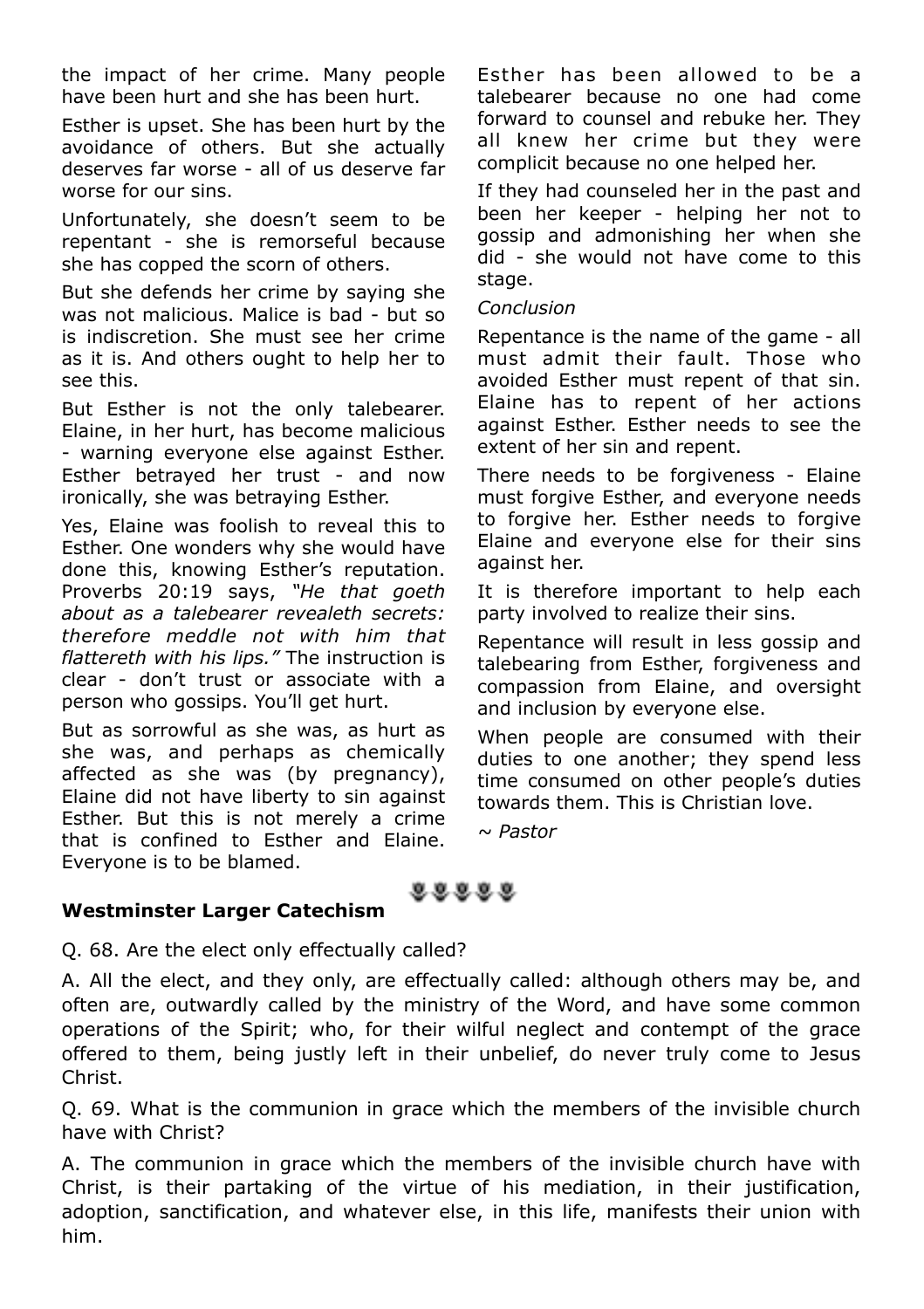the impact of her crime. Many people have been hurt and she has been hurt.

Esther is upset. She has been hurt by the avoidance of others. But she actually deserves far worse - all of us deserve far worse for our sins.

Unfortunately, she doesn't seem to be repentant - she is remorseful because she has copped the scorn of others.

But she defends her crime by saying she was not malicious. Malice is bad - but so is indiscretion. She must see her crime as it is. And others ought to help her to see this.

But Esther is not the only talebearer. Elaine, in her hurt, has become malicious - warning everyone else against Esther. Esther betrayed her trust - and now ironically, she was betraying Esther.

Yes, Elaine was foolish to reveal this to Esther. One wonders why she would have done this, knowing Esther's reputation. Proverbs 20:19 says, *"He that goeth about as a talebearer revealeth secrets: therefore meddle not with him that flattereth with his lips."* The instruction is clear - don't trust or associate with a person who gossips. You'll get hurt.

But as sorrowful as she was, as hurt as she was, and perhaps as chemically affected as she was (by pregnancy), Elaine did not have liberty to sin against Esther. But this is not merely a crime that is confined to Esther and Elaine. Everyone is to be blamed.

Esther has been allowed to be a talebearer because no one had come forward to counsel and rebuke her. They all knew her crime but they were complicit because no one helped her.

If they had counseled her in the past and been her keeper - helping her not to gossip and admonishing her when she did - she would not have come to this stage.

*Conclusion*

Repentance is the name of the game - all must admit their fault. Those who avoided Esther must repent of that sin. Elaine has to repent of her actions against Esther. Esther needs to see the extent of her sin and repent.

There needs to be forgiveness - Elaine must forgive Esther, and everyone needs to forgive her. Esther needs to forgive Elaine and everyone else for their sins against her.

It is therefore important to help each party involved to realize their sins.

Repentance will result in less gossip and talebearing from Esther, forgiveness and compassion from Elaine, and oversight and inclusion by everyone else.

When people are consumed with their duties to one another; they spend less time consumed on other people's duties towards them. This is Christian love.

*~ Pastor*

**Westminster Larger Catechism**

Q. 68. Are the elect only effectually called?

A. All the elect, and they only, are effectually called: although others may be, and often are, outwardly called by the ministry of the Word, and have some common operations of the Spirit; who, for their wilful neglect and contempt of the grace offered to them, being justly left in their unbelief, do never truly come to Jesus Christ.

Q. 69. What is the communion in grace which the members of the invisible church have with Christ?

A. The communion in grace which the members of the invisible church have with Christ, is their partaking of the virtue of his mediation, in their justification, adoption, sanctification, and whatever else, in this life, manifests their union with him.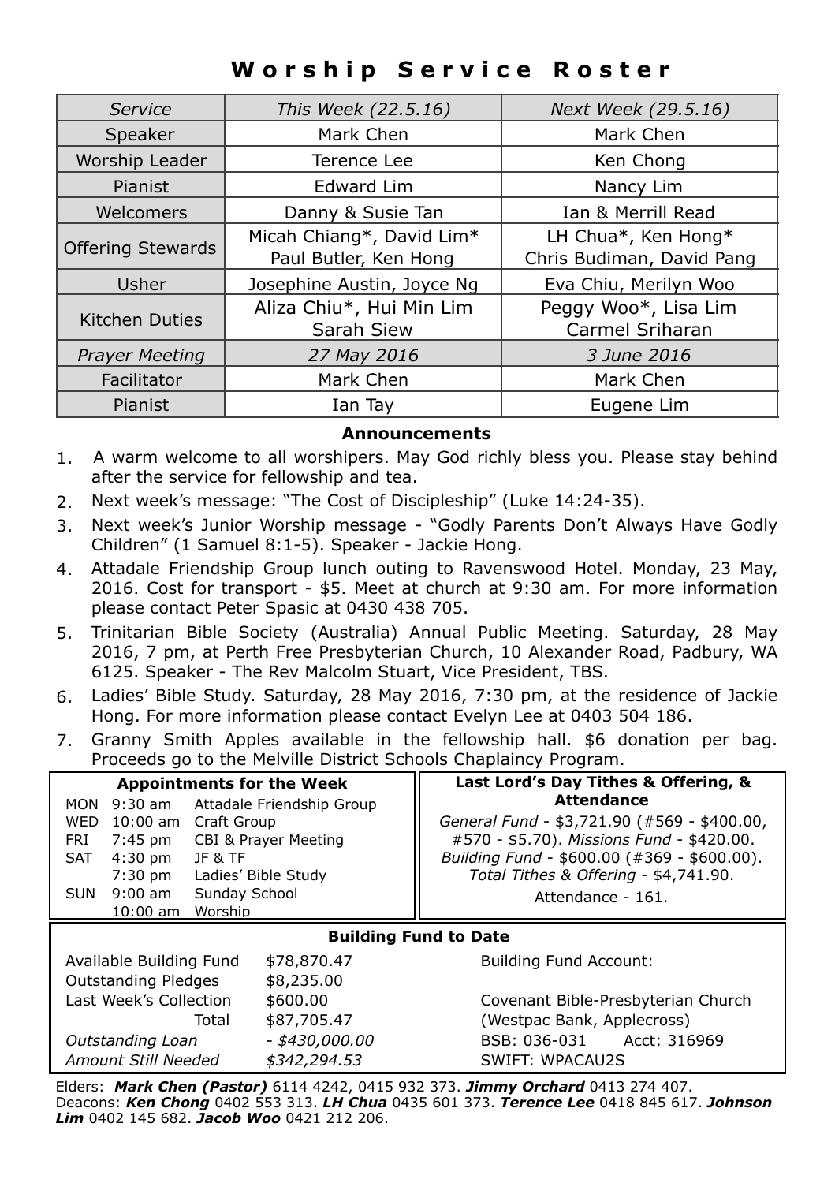# Worship Service Roster

| *Service* | *This Week (22.5.16)* | *Next Week (29.5.16)* |
|---|---|---|
| Speaker | Mark Chen | Mark Chen |
| Worship Leader | Terence Lee | Ken Chong |
| Pianist | Edward Lim | Nancy Lim |
| Welcomers | Danny & Susie Tan | Ian & Merrill Read |
| Offering Stewards | Micah Chiang*, David Lim* Paul Butler, Ken Hong | LH Chua*, Ken Hong* Chris Budiman, David Pang |
| Usher | Josephine Austin, Joyce Ng | Eva Chiu, Merilyn Woo |
| Kitchen Duties | Aliza Chiu*, Hui Min Lim Sarah Siew | Peggy Woo*, Lisa Lim Carmel Sriharan |
| *Prayer Meeting* | *27 May 2016* | *3 June 2016* |
| Facilitator | Mark Chen | Mark Chen |
| Pianist | Ian Tay | Eugene Lim |

## Announcements

1. A warm welcome to all worshipers. May God richly bless you. Please stay behind after the service for fellowship and tea.
2. Next week's message: "The Cost of Discipleship" (Luke 14:24-35).
3. Next week's Junior Worship message - "Godly Parents Don't Always Have Godly Children" (1 Samuel 8:1-5). Speaker - Jackie Hong.
4. Attadale Friendship Group lunch outing to Ravenswood Hotel. Monday, 23 May, 2016. Cost for transport - $5. Meet at church at 9:30 am. For more information please contact Peter Spasic at 0430 438 705.
5. Trinitarian Bible Society (Australia) Annual Public Meeting. Saturday, 28 May 2016, 7 pm, at Perth Free Presbyterian Church, 10 Alexander Road, Padbury, WA 6125. Speaker - The Rev Malcolm Stuart, Vice President, TBS.
6. Ladies' Bible Study. Saturday, 28 May 2016, 7:30 pm, at the residence of Jackie Hong. For more information please contact Evelyn Lee at 0403 504 186.
7. Granny Smith Apples available in the fellowship hall. $6 donation per bag. Proceeds go to the Melville District Schools Chaplaincy Program.

### Appointments for the Week

| | | |
|---|---|---|
| MON | 9:30 am | Attadale Friendship Group |
| WED | 10:00 am | Craft Group |
| FRI | 7:45 pm | CBI & Prayer Meeting |
| SAT | 4:30 pm | JF & TF |
| | 7:30 pm | Ladies' Bible Study |
| SUN | 9:00 am | Sunday School |
| | 10:00 am | Worship |

### Last Lord's Day Tithes & Offering, & Attendance

*General Fund* - $3,721.90 (#569 - $400.00, #570 - $5.70). *Missions Fund* - $420.00. *Building Fund* - $600.00 (#369 - $600.00). *Total Tithes & Offering* - $4,741.90.

Attendance - 161.

### Building Fund to Date

| | |
|---|---|
| Available Building Fund | $78,870.47 |
| Outstanding Pledges | $8,235.00 |
| Last Week's Collection | $600.00 |
| Total | $87,705.47 |
| *Outstanding Loan* | *- $430,000.00* |
| *Amount Still Needed* | *$342,294.53* |

Building Fund Account:

Covenant Bible-Presbyterian Church
(Westpac Bank, Applecross)
BSB: 036-031 Acct: 316969
SWIFT: WPACAU2S

Elders: ***Mark Chen (Pastor)*** 6114 4242, 0415 932 373. ***Jimmy Orchard*** 0413 274 407.
Deacons: ***Ken Chong*** 0402 553 313. ***LH Chua*** 0435 601 373. ***Terence Lee*** 0418 845 617. ***Johnson Lim*** 0402 145 682. ***Jacob Woo*** 0421 212 206.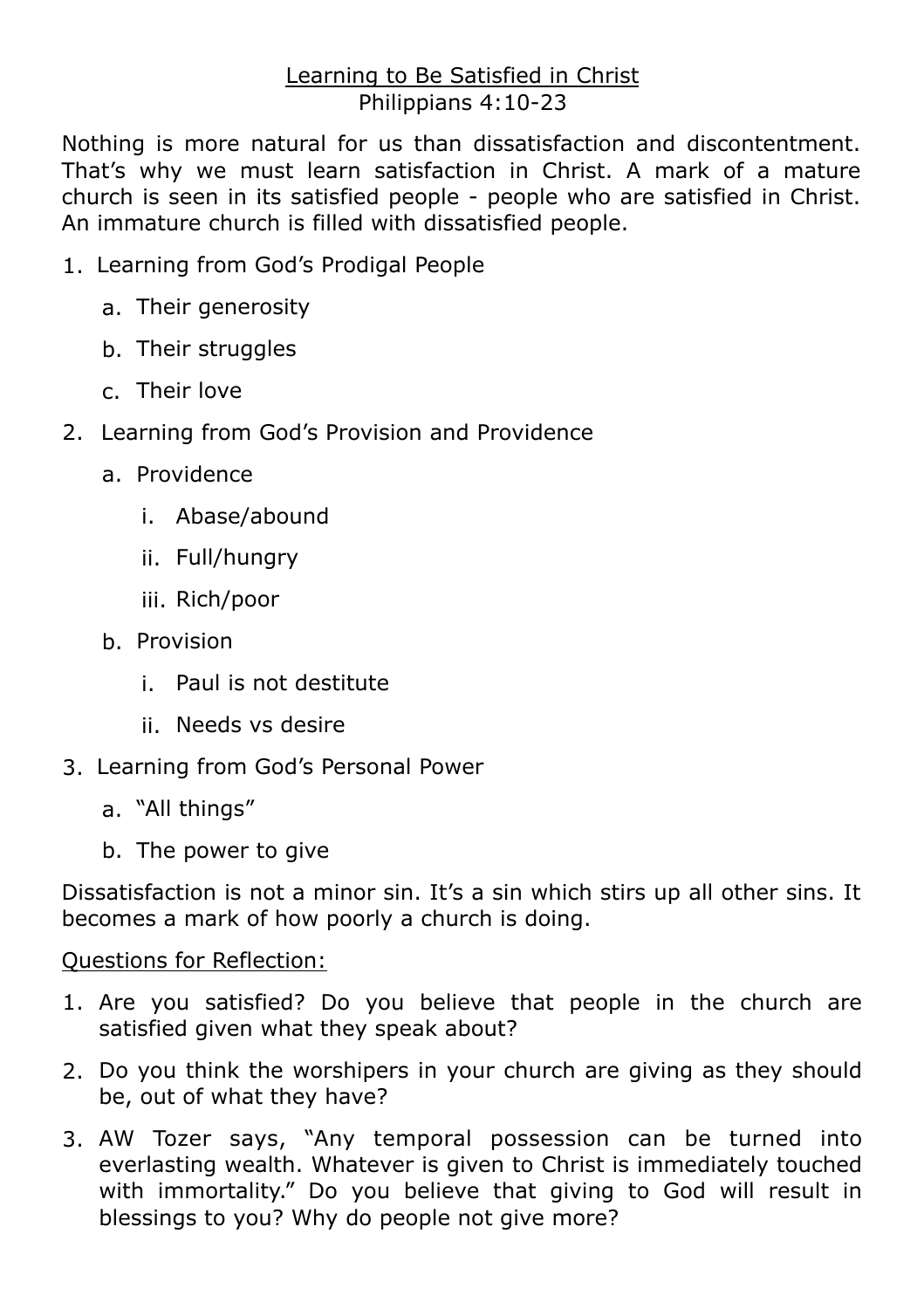# Learning to Be Satisfied in Christ

## Philippians 4:10-23

Nothing is more natural for us than dissatisfaction and discontentment. That's why we must learn satisfaction in Christ. A mark of a mature church is seen in its satisfied people - people who are satisfied in Christ. An immature church is filled with dissatisfied people.

1. Learning from God's Prodigal People
   a. Their generosity
   b. Their struggles
   c. Their love
2. Learning from God's Provision and Providence
   a. Providence
      i. Abase/abound
      ii. Full/hungry
      iii. Rich/poor
   b. Provision
      i. Paul is not destitute
      ii. Needs vs desire
3. Learning from God's Personal Power
   a. "All things"
   b. The power to give

Dissatisfaction is not a minor sin. It's a sin which stirs up all other sins. It becomes a mark of how poorly a church is doing.

Questions for Reflection:

1. Are you satisfied? Do you believe that people in the church are satisfied given what they speak about?
2. Do you think the worshipers in your church are giving as they should be, out of what they have?
3. AW Tozer says, "Any temporal possession can be turned into everlasting wealth. Whatever is given to Christ is immediately touched with immortality." Do you believe that giving to God will result in blessings to you? Why do people not give more?